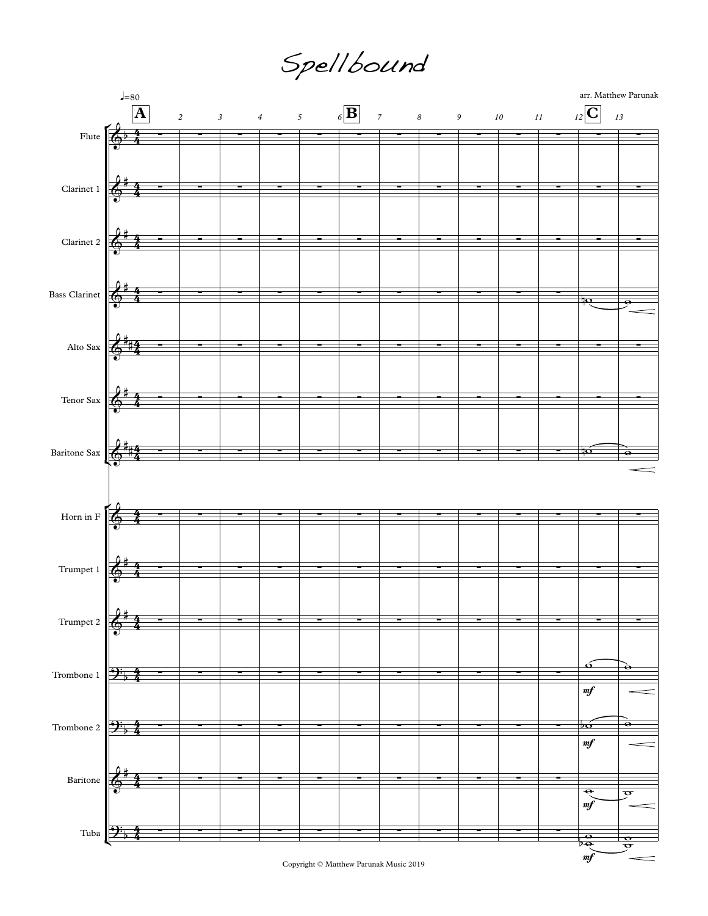# Spellbound

arr. Matthew Parunak

Copyright © Matthew Parunak Music 2019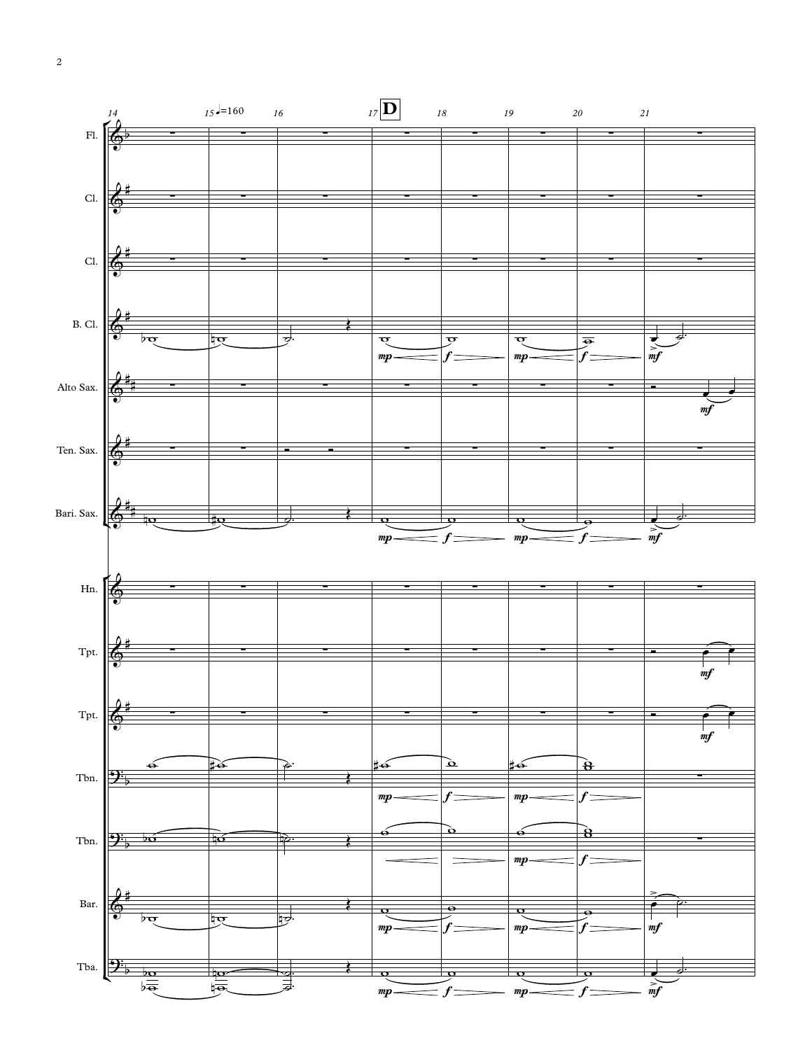14 15 ♩=160 16 17 **D** 18 19 20 21

Fl.

Cl.

Cl.

B. Cl.

Alto Sax.

Ten. Sax.

Bari. Sax.

Hn.

Tpt.

Tpt.

Tbn.

Tbn.

Bar.

Tba.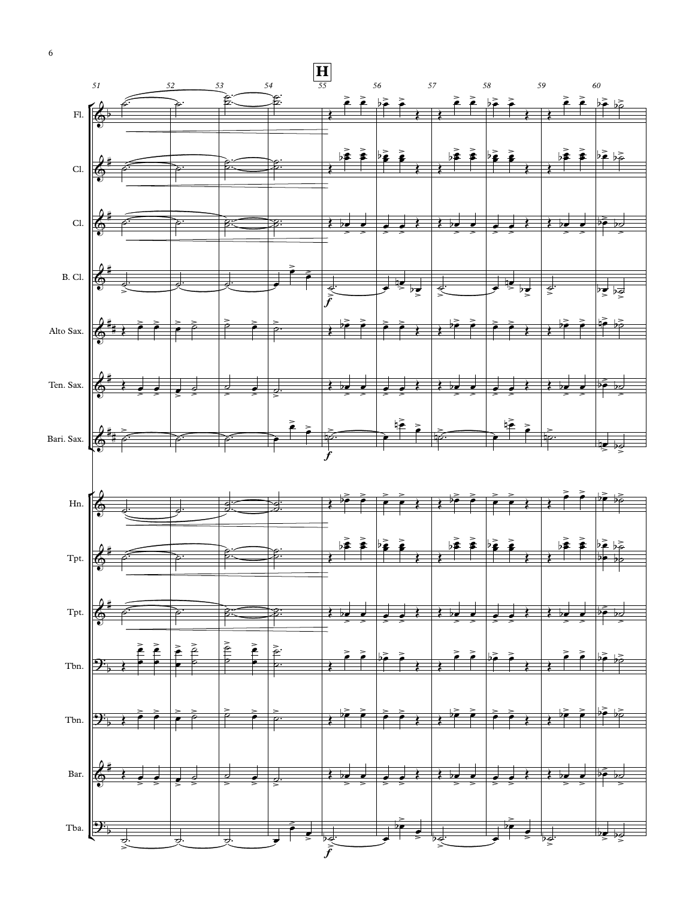**H**

51 52 53 54 55 56 57 58 59 60

Fl.

Cl.

Cl.

B. Cl.

Alto Sax.

Ten. Sax.

Bari. Sax.

Hn.

Tpt.

Tpt.

Tbn.

Tbn.

Bar.

Tba.

*f*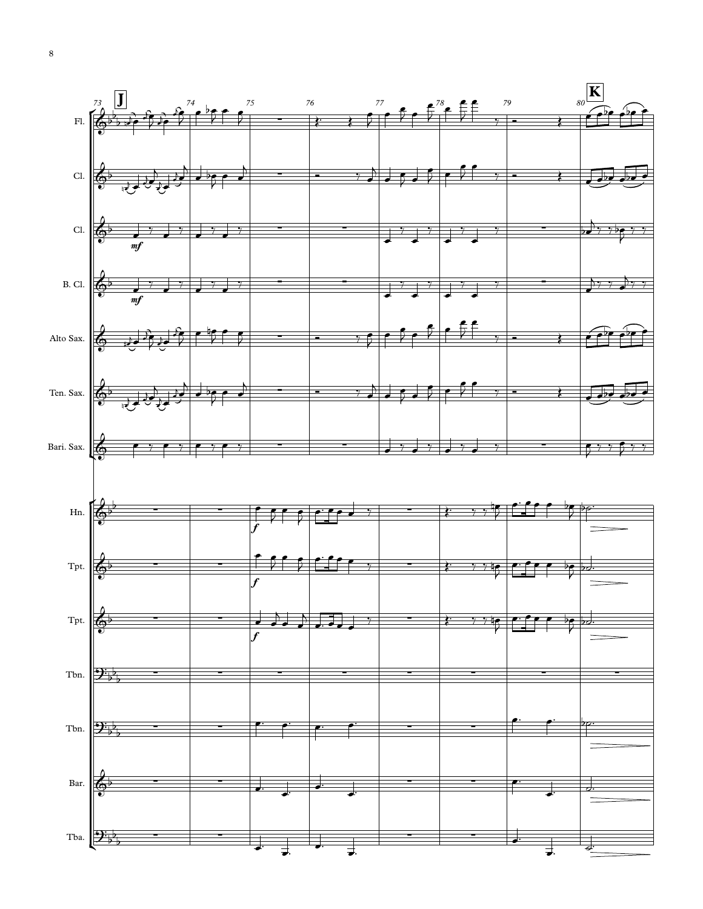J

K

Fl.

Cl.

Cl.

B. Cl.

Alto Sax.

Ten. Sax.

Bari. Sax.

Hn.

Tpt.

Tpt.

Tbn.

Tbn.

Bar.

Tba.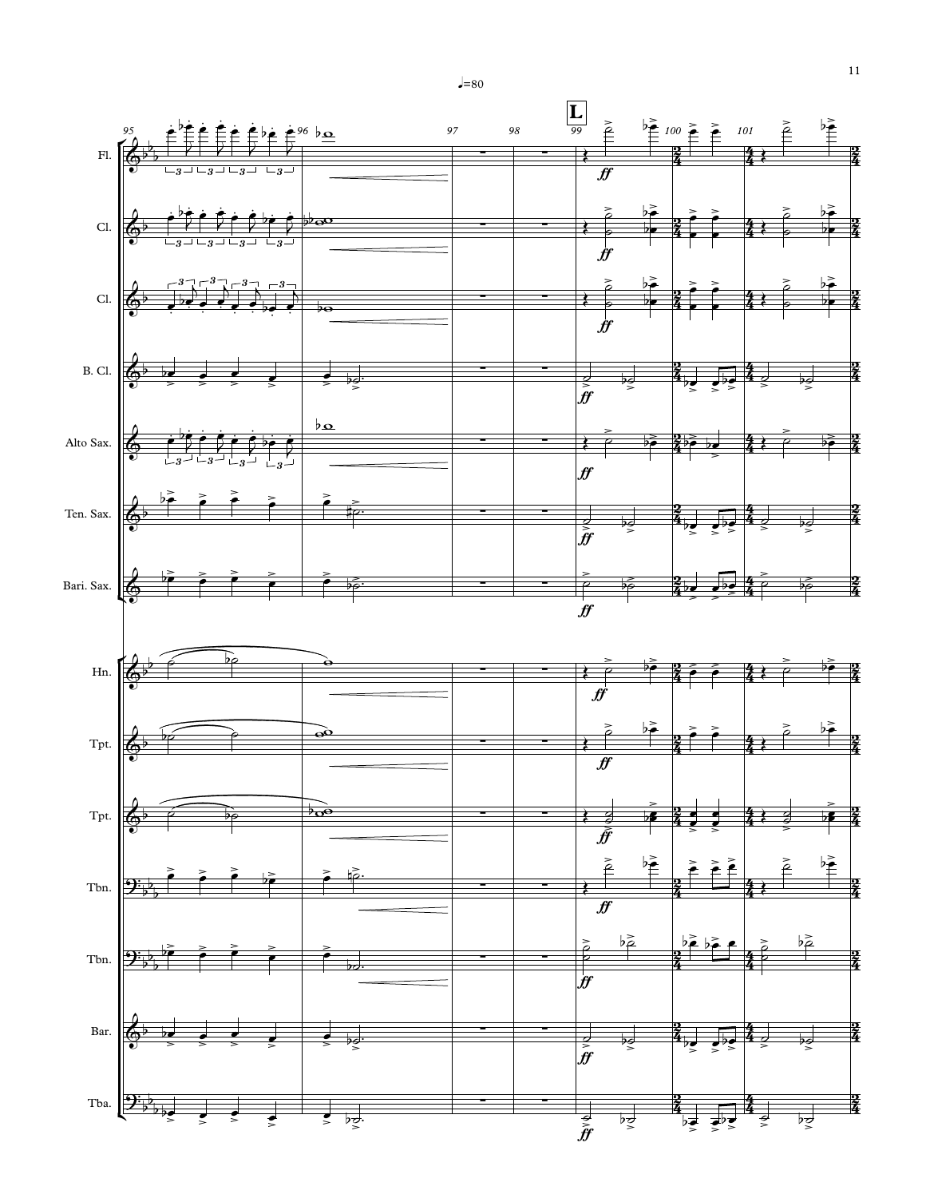♩=80

**L**

Fl.

Cl.

Cl.

B. Cl.

Alto Sax.

Ten. Sax.

Bari. Sax.

Hn.

Tpt.

Tpt.

Tbn.

Tbn.

Bar.

Tba.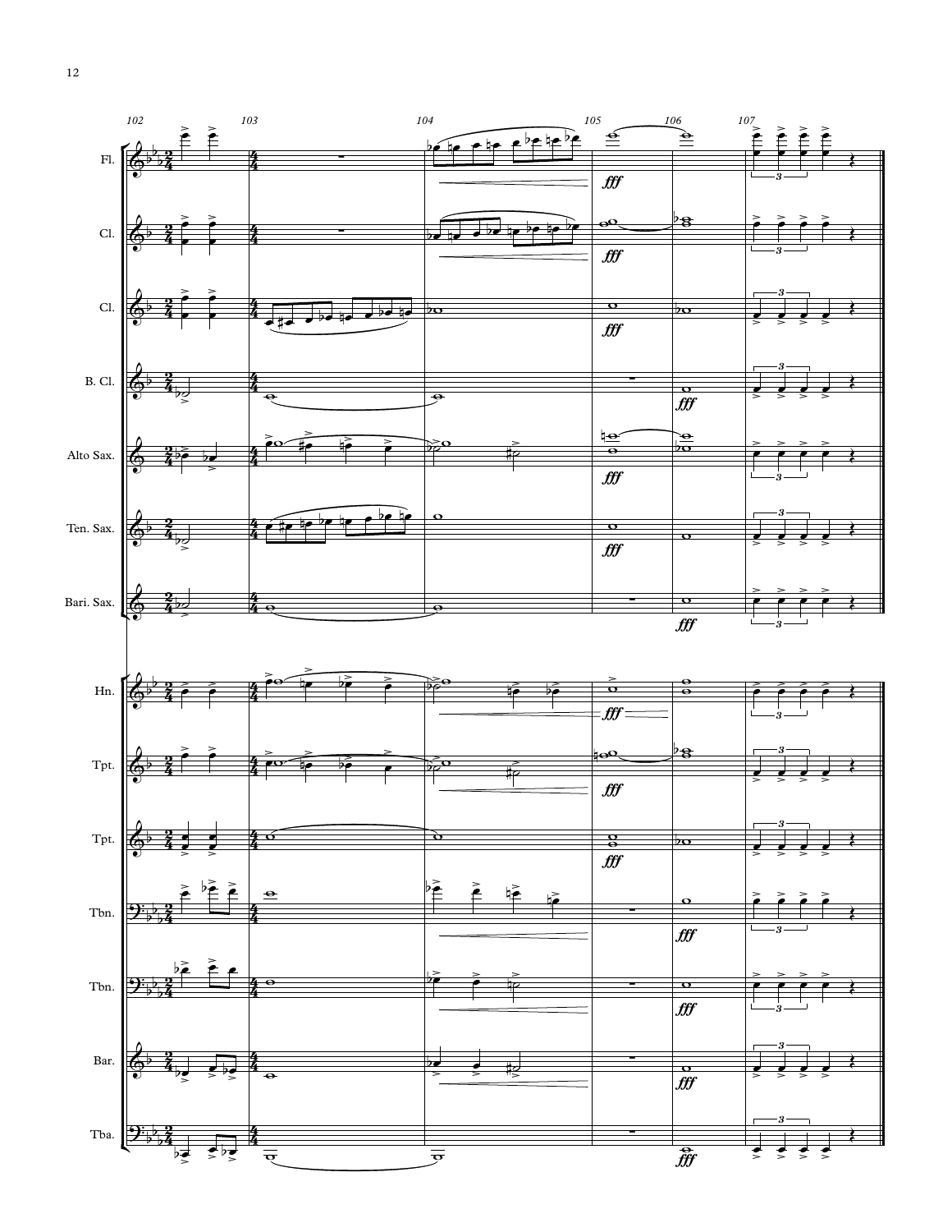102 103 104 105 106 107

Fl.

Cl.

Cl.

B. Cl.

Alto Sax.

Ten. Sax.

Bari. Sax.

Hn.

Tpt.

Tpt.

Tbn.

Tbn.

Bar.

Tba.

*fff*